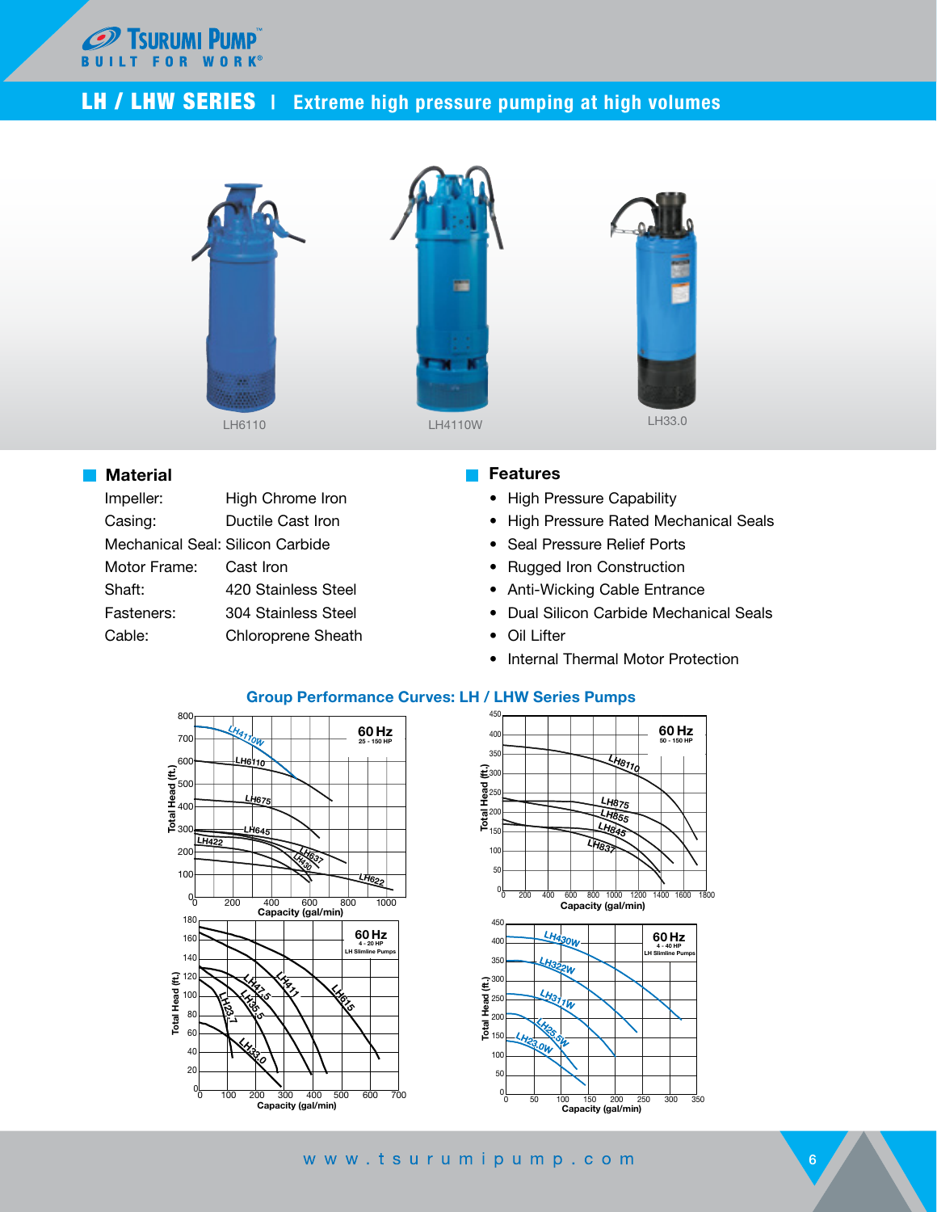# LH / LHW SERIES | Extreme high pressure pumping at high volumes

LH6110 LH4110W LH33.0

## Material

| | |
|---|---|
| Impeller: | High Chrome Iron |
| Casing: | Ductile Cast Iron |
| Mechanical Seal: | Silicon Carbide |
| Motor Frame: | Cast Iron |
| Shaft: | 420 Stainless Steel |
| Fasteners: | 304 Stainless Steel |
| Cable: | Chloroprene Sheath |

## Features

- High Pressure Capability
- High Pressure Rated Mechanical Seals
- Seal Pressure Relief Ports
- Rugged Iron Construction
- Anti-Wicking Cable Entrance
- Dual Silicon Carbide Mechanical Seals
- Oil Lifter
- Internal Thermal Motor Protection

## Group Performance Curves: LH / LHW Series Pumps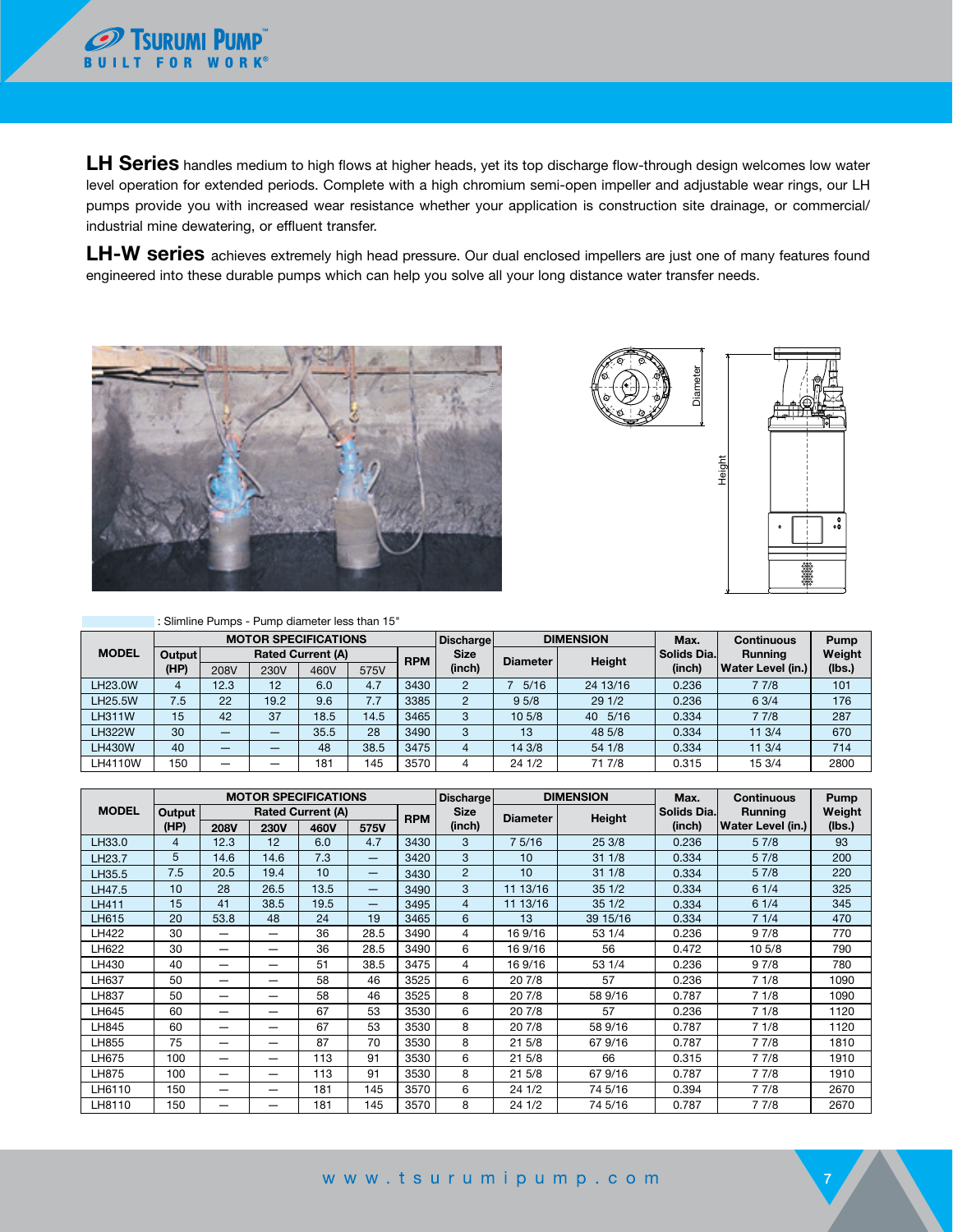**LH Series** handles medium to high flows at higher heads, yet its top discharge flow-through design welcomes low water level operation for extended periods. Complete with a high chromium semi-open impeller and adjustable wear rings, our LH pumps provide you with increased wear resistance whether your application is construction site drainage, or commercial/industrial mine dewatering, or effluent transfer.

**LH-W series** achieves extremely high head pressure. Our dual enclosed impellers are just one of many features found engineered into these durable pumps which can help you solve all your long distance water transfer needs.

Diameter

Height

: Slimline Pumps - Pump diameter less than 15"

| MODEL | MOTOR SPECIFICATIONS | | | | | | Discharge Size (inch) | DIMENSION | | Max. Solids Dia. (inch) | Continuous Running Water Level (in.) | Pump Weight (lbs.) |
|---|---|---|---|---|---|---|---|---|---|---|---|---|
| | Output (HP) | Rated Current (A) | | | | RPM | | Diameter | Height | | | |
| | | 208V | 230V | 460V | 575V | | | | | | | |
| LH23.0W | 4 | 12.3 | 12 | 6.0 | 4.7 | 3430 | 2 | 7 5/16 | 24 13/16 | 0.236 | 7 7/8 | 101 |
| LH25.5W | 7.5 | 22 | 19.2 | 9.6 | 7.7 | 3385 | 2 | 9 5/8 | 29 1/2 | 0.236 | 6 3/4 | 176 |
| LH311W | 15 | 42 | 37 | 18.5 | 14.5 | 3465 | 3 | 10 5/8 | 40 5/16 | 0.334 | 7 7/8 | 287 |
| LH322W | 30 | — | — | 35.5 | 28 | 3490 | 3 | 13 | 48 5/8 | 0.334 | 11 3/4 | 670 |
| LH430W | 40 | — | — | 48 | 38.5 | 3475 | 4 | 14 3/8 | 54 1/8 | 0.334 | 11 3/4 | 714 |
| LH4110W | 150 | — | — | 181 | 145 | 3570 | 4 | 24 1/2 | 71 7/8 | 0.315 | 15 3/4 | 2800 |

| MODEL | MOTOR SPECIFICATIONS | | | | | | Discharge Size (inch) | DIMENSION | | Max. Solids Dia. (inch) | Continuous Running Water Level (in.) | Pump Weight (lbs.) |
|---|---|---|---|---|---|---|---|---|---|---|---|---|
| | Output (HP) | Rated Current (A) | | | | RPM | | Diameter | Height | | | |
| | | 208V | 230V | 460V | 575V | | | | | | | |
| LH33.0 | 4 | 12.3 | 12 | 6.0 | 4.7 | 3430 | 3 | 7 5/16 | 25 3/8 | 0.236 | 5 7/8 | 93 |
| LH23.7 | 5 | 14.6 | 14.6 | 7.3 | — | 3420 | 3 | 10 | 31 1/8 | 0.334 | 5 7/8 | 200 |
| LH35.5 | 7.5 | 20.5 | 19.4 | 10 | — | 3430 | 2 | 10 | 31 1/8 | 0.334 | 5 7/8 | 220 |
| LH47.5 | 10 | 28 | 26.5 | 13.5 | — | 3490 | 3 | 11 13/16 | 35 1/2 | 0.334 | 6 1/4 | 325 |
| LH411 | 15 | 41 | 38.5 | 19.5 | — | 3495 | 4 | 11 13/16 | 35 1/2 | 0.334 | 6 1/4 | 345 |
| LH615 | 20 | 53.8 | 48 | 24 | 19 | 3465 | 6 | 13 | 39 15/16 | 0.334 | 7 1/4 | 470 |
| LH422 | 30 | — | — | 36 | 28.5 | 3490 | 4 | 16 9/16 | 53 1/4 | 0.236 | 9 7/8 | 770 |
| LH622 | 30 | — | — | 36 | 28.5 | 3490 | 6 | 16 9/16 | 56 | 0.472 | 10 5/8 | 790 |
| LH430 | 40 | — | — | 51 | 38.5 | 3475 | 4 | 16 9/16 | 53 1/4 | 0.236 | 9 7/8 | 780 |
| LH637 | 50 | — | — | 58 | 46 | 3525 | 6 | 20 7/8 | 57 | 0.236 | 7 1/8 | 1090 |
| LH837 | 50 | — | — | 58 | 46 | 3525 | 8 | 20 7/8 | 58 9/16 | 0.787 | 7 1/8 | 1090 |
| LH645 | 60 | — | — | 67 | 53 | 3530 | 6 | 20 7/8 | 57 | 0.236 | 7 1/8 | 1120 |
| LH845 | 60 | — | — | 67 | 53 | 3530 | 8 | 20 7/8 | 58 9/16 | 0.787 | 7 1/8 | 1120 |
| LH855 | 75 | — | — | 87 | 70 | 3530 | 8 | 21 5/8 | 67 9/16 | 0.787 | 7 7/8 | 1810 |
| LH675 | 100 | — | — | 113 | 91 | 3530 | 6 | 21 5/8 | 66 | 0.315 | 7 7/8 | 1910 |
| LH875 | 100 | — | — | 113 | 91 | 3530 | 8 | 21 5/8 | 67 9/16 | 0.787 | 7 7/8 | 1910 |
| LH6110 | 150 | — | — | 181 | 145 | 3570 | 6 | 24 1/2 | 74 5/16 | 0.394 | 7 7/8 | 2670 |
| LH8110 | 150 | — | — | 181 | 145 | 3570 | 8 | 24 1/2 | 74 5/16 | 0.787 | 7 7/8 | 2670 |